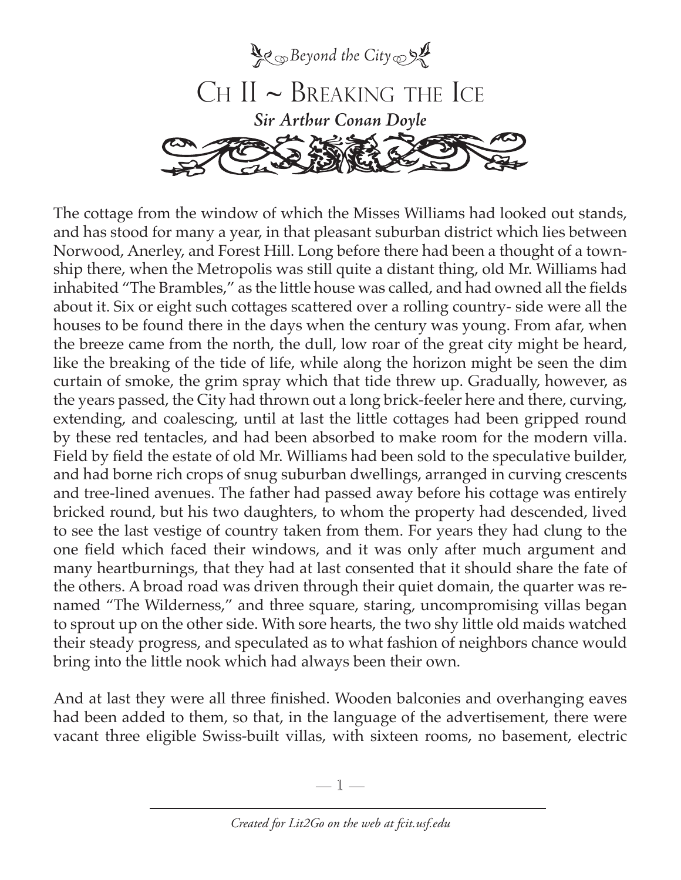*Beyond the City*

# Ch II ~ Breaking the Ice

***Sir Arthur Conan Doyle***

The cottage from the window of which the Misses Williams had looked out stands, and has stood for many a year, in that pleasant suburban district which lies between Norwood, Anerley, and Forest Hill. Long before there had been a thought of a township there, when the Metropolis was still quite a distant thing, old Mr. Williams had inhabited "The Brambles," as the little house was called, and had owned all the fields about it. Six or eight such cottages scattered over a rolling country- side were all the houses to be found there in the days when the century was young. From afar, when the breeze came from the north, the dull, low roar of the great city might be heard, like the breaking of the tide of life, while along the horizon might be seen the dim curtain of smoke, the grim spray which that tide threw up. Gradually, however, as the years passed, the City had thrown out a long brick-feeler here and there, curving, extending, and coalescing, until at last the little cottages had been gripped round by these red tentacles, and had been absorbed to make room for the modern villa. Field by field the estate of old Mr. Williams had been sold to the speculative builder, and had borne rich crops of snug suburban dwellings, arranged in curving crescents and tree-lined avenues. The father had passed away before his cottage was entirely bricked round, but his two daughters, to whom the property had descended, lived to see the last vestige of country taken from them. For years they had clung to the one field which faced their windows, and it was only after much argument and many heartburnings, that they had at last consented that it should share the fate of the others. A broad road was driven through their quiet domain, the quarter was renamed "The Wilderness," and three square, staring, uncompromising villas began to sprout up on the other side. With sore hearts, the two shy little old maids watched their steady progress, and speculated as to what fashion of neighbors chance would bring into the little nook which had always been their own.

And at last they were all three finished. Wooden balconies and overhanging eaves had been added to them, so that, in the language of the advertisement, there were vacant three eligible Swiss-built villas, with sixteen rooms, no basement, electric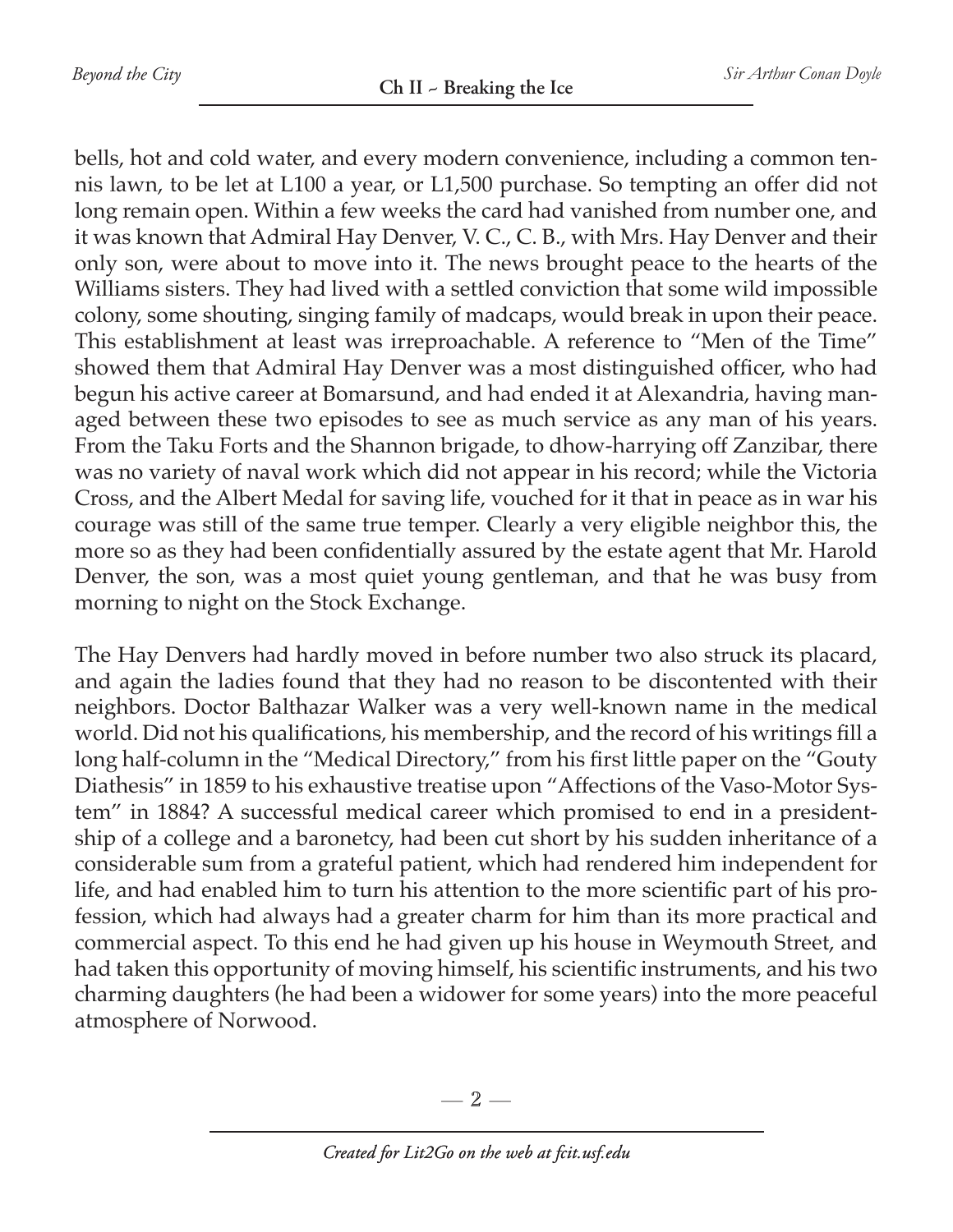bells, hot and cold water, and every modern convenience, including a common tennis lawn, to be let at L100 a year, or L1,500 purchase. So tempting an offer did not long remain open. Within a few weeks the card had vanished from number one, and it was known that Admiral Hay Denver, V. C., C. B., with Mrs. Hay Denver and their only son, were about to move into it. The news brought peace to the hearts of the Williams sisters. They had lived with a settled conviction that some wild impossible colony, some shouting, singing family of madcaps, would break in upon their peace. This establishment at least was irreproachable. A reference to "Men of the Time" showed them that Admiral Hay Denver was a most distinguished officer, who had begun his active career at Bomarsund, and had ended it at Alexandria, having managed between these two episodes to see as much service as any man of his years. From the Taku Forts and the Shannon brigade, to dhow-harrying off Zanzibar, there was no variety of naval work which did not appear in his record; while the Victoria Cross, and the Albert Medal for saving life, vouched for it that in peace as in war his courage was still of the same true temper. Clearly a very eligible neighbor this, the more so as they had been confidentially assured by the estate agent that Mr. Harold Denver, the son, was a most quiet young gentleman, and that he was busy from morning to night on the Stock Exchange.

The Hay Denvers had hardly moved in before number two also struck its placard, and again the ladies found that they had no reason to be discontented with their neighbors. Doctor Balthazar Walker was a very well-known name in the medical world. Did not his qualifications, his membership, and the record of his writings fill a long half-column in the "Medical Directory," from his first little paper on the "Gouty Diathesis" in 1859 to his exhaustive treatise upon "Affections of the Vaso-Motor System" in 1884? A successful medical career which promised to end in a presidentship of a college and a baronetcy, had been cut short by his sudden inheritance of a considerable sum from a grateful patient, which had rendered him independent for life, and had enabled him to turn his attention to the more scientific part of his profession, which had always had a greater charm for him than its more practical and commercial aspect. To this end he had given up his house in Weymouth Street, and had taken this opportunity of moving himself, his scientific instruments, and his two charming daughters (he had been a widower for some years) into the more peaceful atmosphere of Norwood.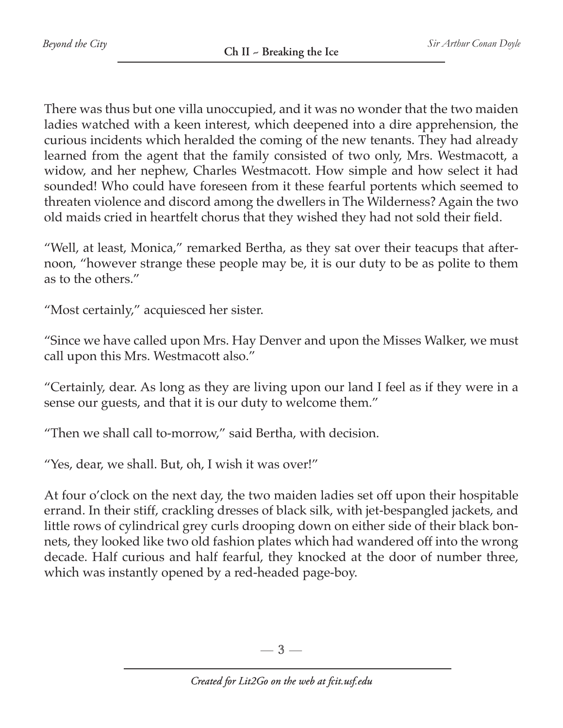There was thus but one villa unoccupied, and it was no wonder that the two maiden ladies watched with a keen interest, which deepened into a dire apprehension, the curious incidents which heralded the coming of the new tenants. They had already learned from the agent that the family consisted of two only, Mrs. Westmacott, a widow, and her nephew, Charles Westmacott. How simple and how select it had sounded! Who could have foreseen from it these fearful portents which seemed to threaten violence and discord among the dwellers in The Wilderness? Again the two old maids cried in heartfelt chorus that they wished they had not sold their field.

"Well, at least, Monica," remarked Bertha, as they sat over their teacups that afternoon, "however strange these people may be, it is our duty to be as polite to them as to the others."

"Most certainly," acquiesced her sister.

"Since we have called upon Mrs. Hay Denver and upon the Misses Walker, we must call upon this Mrs. Westmacott also."

"Certainly, dear. As long as they are living upon our land I feel as if they were in a sense our guests, and that it is our duty to welcome them."

"Then we shall call to-morrow," said Bertha, with decision.

"Yes, dear, we shall. But, oh, I wish it was over!"

At four o'clock on the next day, the two maiden ladies set off upon their hospitable errand. In their stiff, crackling dresses of black silk, with jet-bespangled jackets, and little rows of cylindrical grey curls drooping down on either side of their black bonnets, they looked like two old fashion plates which had wandered off into the wrong decade. Half curious and half fearful, they knocked at the door of number three, which was instantly opened by a red-headed page-boy.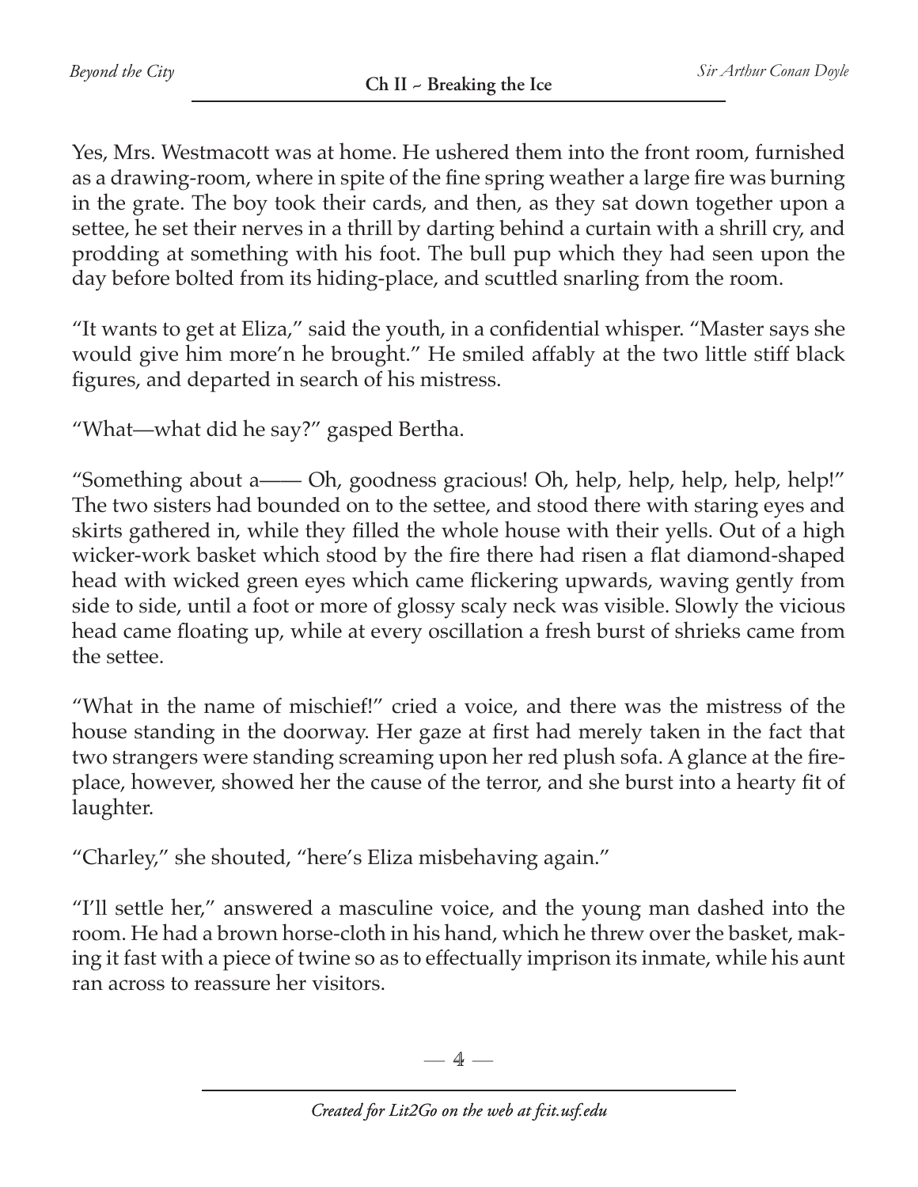Yes, Mrs. Westmacott was at home. He ushered them into the front room, furnished as a drawing-room, where in spite of the fine spring weather a large fire was burning in the grate. The boy took their cards, and then, as they sat down together upon a settee, he set their nerves in a thrill by darting behind a curtain with a shrill cry, and prodding at something with his foot. The bull pup which they had seen upon the day before bolted from its hiding-place, and scuttled snarling from the room.

"It wants to get at Eliza," said the youth, in a confidential whisper. "Master says she would give him more'n he brought." He smiled affably at the two little stiff black figures, and departed in search of his mistress.

"What—what did he say?" gasped Bertha.

"Something about a—— Oh, goodness gracious! Oh, help, help, help, help, help!" The two sisters had bounded on to the settee, and stood there with staring eyes and skirts gathered in, while they filled the whole house with their yells. Out of a high wicker-work basket which stood by the fire there had risen a flat diamond-shaped head with wicked green eyes which came flickering upwards, waving gently from side to side, until a foot or more of glossy scaly neck was visible. Slowly the vicious head came floating up, while at every oscillation a fresh burst of shrieks came from the settee.

"What in the name of mischief!" cried a voice, and there was the mistress of the house standing in the doorway. Her gaze at first had merely taken in the fact that two strangers were standing screaming upon her red plush sofa. A glance at the fireplace, however, showed her the cause of the terror, and she burst into a hearty fit of laughter.

"Charley," she shouted, "here's Eliza misbehaving again."

"I'll settle her," answered a masculine voice, and the young man dashed into the room. He had a brown horse-cloth in his hand, which he threw over the basket, making it fast with a piece of twine so as to effectually imprison its inmate, while his aunt ran across to reassure her visitors.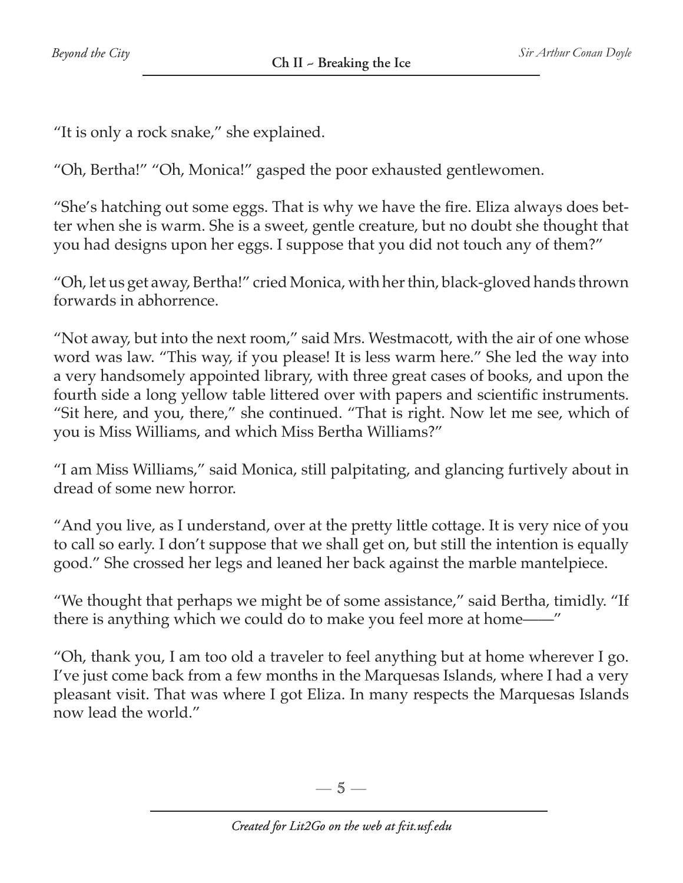"It is only a rock snake," she explained.

"Oh, Bertha!" "Oh, Monica!" gasped the poor exhausted gentlewomen.

"She's hatching out some eggs. That is why we have the fire. Eliza always does better when she is warm. She is a sweet, gentle creature, but no doubt she thought that you had designs upon her eggs. I suppose that you did not touch any of them?"

"Oh, let us get away, Bertha!" cried Monica, with her thin, black-gloved hands thrown forwards in abhorrence.

"Not away, but into the next room," said Mrs. Westmacott, with the air of one whose word was law. "This way, if you please! It is less warm here." She led the way into a very handsomely appointed library, with three great cases of books, and upon the fourth side a long yellow table littered over with papers and scientific instruments. "Sit here, and you, there," she continued. "That is right. Now let me see, which of you is Miss Williams, and which Miss Bertha Williams?"

"I am Miss Williams," said Monica, still palpitating, and glancing furtively about in dread of some new horror.

"And you live, as I understand, over at the pretty little cottage. It is very nice of you to call so early. I don't suppose that we shall get on, but still the intention is equally good." She crossed her legs and leaned her back against the marble mantelpiece.

"We thought that perhaps we might be of some assistance," said Bertha, timidly. "If there is anything which we could do to make you feel more at home——"

"Oh, thank you, I am too old a traveler to feel anything but at home wherever I go. I've just come back from a few months in the Marquesas Islands, where I had a very pleasant visit. That was where I got Eliza. In many respects the Marquesas Islands now lead the world."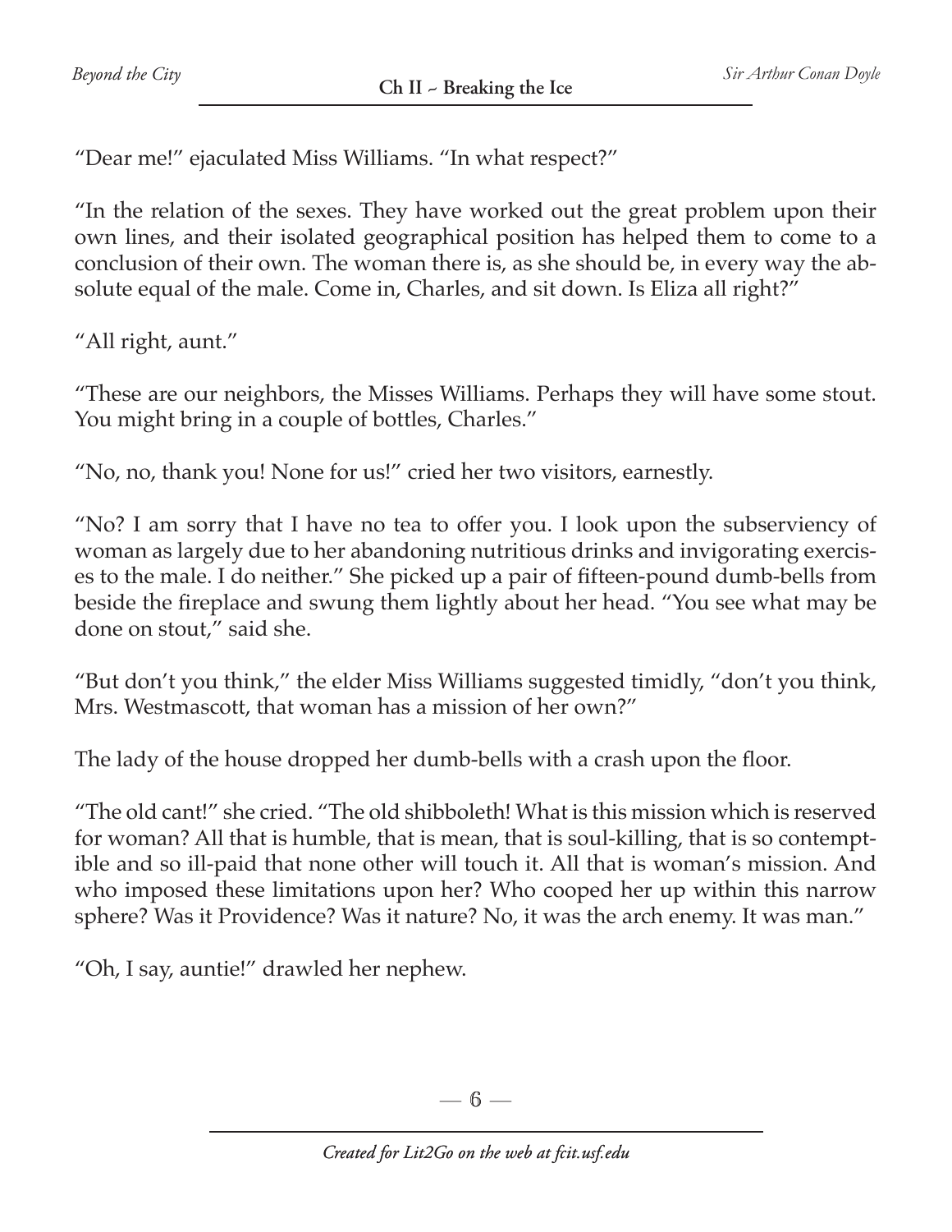"Dear me!" ejaculated Miss Williams. "In what respect?"

"In the relation of the sexes. They have worked out the great problem upon their own lines, and their isolated geographical position has helped them to come to a conclusion of their own. The woman there is, as she should be, in every way the absolute equal of the male. Come in, Charles, and sit down. Is Eliza all right?"

"All right, aunt."

"These are our neighbors, the Misses Williams. Perhaps they will have some stout. You might bring in a couple of bottles, Charles."

"No, no, thank you! None for us!" cried her two visitors, earnestly.

"No? I am sorry that I have no tea to offer you. I look upon the subserviency of woman as largely due to her abandoning nutritious drinks and invigorating exercises to the male. I do neither." She picked up a pair of fifteen-pound dumb-bells from beside the fireplace and swung them lightly about her head. "You see what may be done on stout," said she.

"But don't you think," the elder Miss Williams suggested timidly, "don't you think, Mrs. Westmascott, that woman has a mission of her own?"

The lady of the house dropped her dumb-bells with a crash upon the floor.

"The old cant!" she cried. "The old shibboleth! What is this mission which is reserved for woman? All that is humble, that is mean, that is soul-killing, that is so contemptible and so ill-paid that none other will touch it. All that is woman's mission. And who imposed these limitations upon her? Who cooped her up within this narrow sphere? Was it Providence? Was it nature? No, it was the arch enemy. It was man."

"Oh, I say, auntie!" drawled her nephew.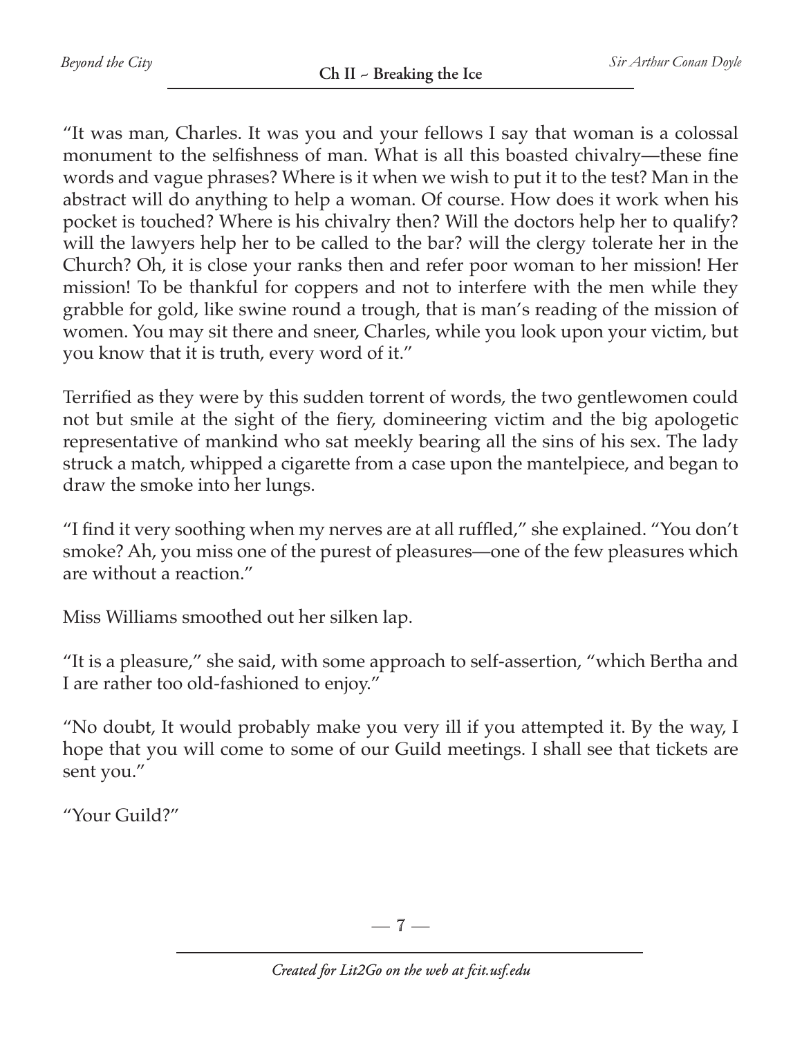"It was man, Charles. It was you and your fellows I say that woman is a colossal monument to the selfishness of man. What is all this boasted chivalry—these fine words and vague phrases? Where is it when we wish to put it to the test? Man in the abstract will do anything to help a woman. Of course. How does it work when his pocket is touched? Where is his chivalry then? Will the doctors help her to qualify? will the lawyers help her to be called to the bar? will the clergy tolerate her in the Church? Oh, it is close your ranks then and refer poor woman to her mission! Her mission! To be thankful for coppers and not to interfere with the men while they grabble for gold, like swine round a trough, that is man's reading of the mission of women. You may sit there and sneer, Charles, while you look upon your victim, but you know that it is truth, every word of it."

Terrified as they were by this sudden torrent of words, the two gentlewomen could not but smile at the sight of the fiery, domineering victim and the big apologetic representative of mankind who sat meekly bearing all the sins of his sex. The lady struck a match, whipped a cigarette from a case upon the mantelpiece, and began to draw the smoke into her lungs.

"I find it very soothing when my nerves are at all ruffled," she explained. "You don't smoke? Ah, you miss one of the purest of pleasures—one of the few pleasures which are without a reaction."

Miss Williams smoothed out her silken lap.

"It is a pleasure," she said, with some approach to self-assertion, "which Bertha and I are rather too old-fashioned to enjoy."

"No doubt, It would probably make you very ill if you attempted it. By the way, I hope that you will come to some of our Guild meetings. I shall see that tickets are sent you."

"Your Guild?"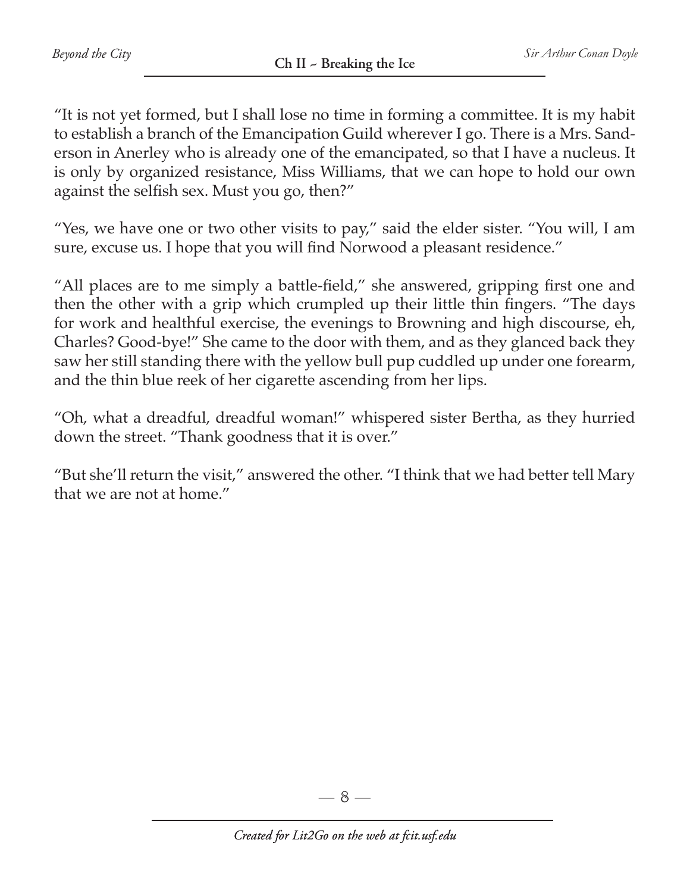"It is not yet formed, but I shall lose no time in forming a committee. It is my habit to establish a branch of the Emancipation Guild wherever I go. There is a Mrs. Sanderson in Anerley who is already one of the emancipated, so that I have a nucleus. It is only by organized resistance, Miss Williams, that we can hope to hold our own against the selfish sex. Must you go, then?"

"Yes, we have one or two other visits to pay," said the elder sister. "You will, I am sure, excuse us. I hope that you will find Norwood a pleasant residence."

"All places are to me simply a battle-field," she answered, gripping first one and then the other with a grip which crumpled up their little thin fingers. "The days for work and healthful exercise, the evenings to Browning and high discourse, eh, Charles? Good-bye!" She came to the door with them, and as they glanced back they saw her still standing there with the yellow bull pup cuddled up under one forearm, and the thin blue reek of her cigarette ascending from her lips.

"Oh, what a dreadful, dreadful woman!" whispered sister Bertha, as they hurried down the street. "Thank goodness that it is over."

"But she'll return the visit," answered the other. "I think that we had better tell Mary that we are not at home."